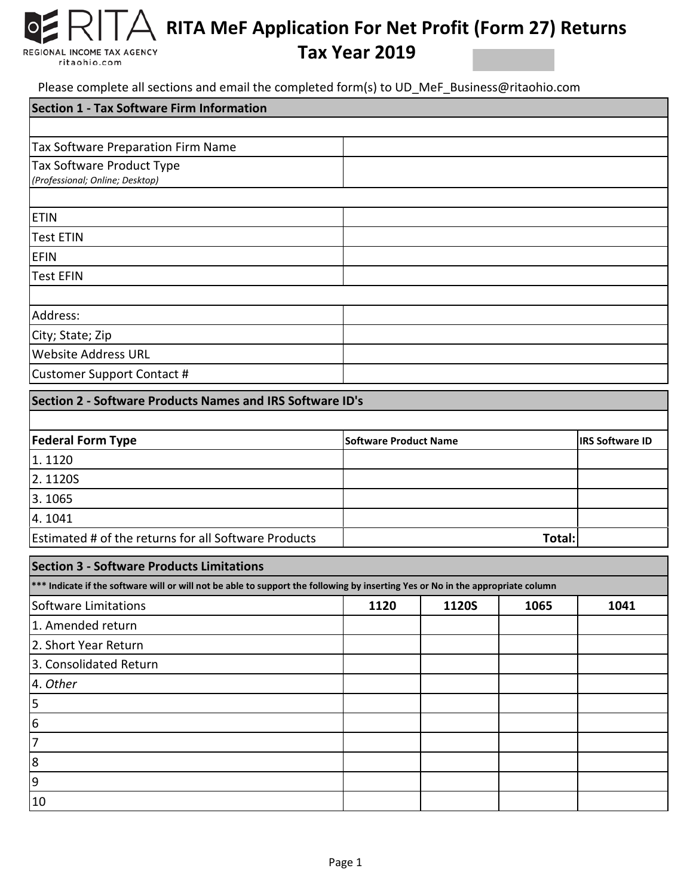# RITA MeF Application For Net Profit (Form 27) Returns
## Tax Year 2019

RITA
REGIONAL INCOME TAX AGENCY
ritaohio.com

Please complete all sections and email the completed form(s) to UD_MeF_Business@ritaohio.com

| Section 1 - Tax Software Firm Information | |
|---|---|
| | |
| Tax Software Preparation Firm Name | |
| Tax Software Product Type *(Professional; Online; Desktop)* | |
| | |
| ETIN | |
| Test ETIN | |
| EFIN | |
| Test EFIN | |
| | |
| Address: | |
| City; State; Zip | |
| Website Address URL | |
| Customer Support Contact # | |

| Section 2 - Software Products Names and IRS Software ID's | | |
|---|---|---|
| | | |
| **Federal Form Type** | **Software Product Name** | **IRS Software ID** |
| 1. 1120 | | |
| 2. 1120S | | |
| 3. 1065 | | |
| 4. 1041 | | |
| Estimated # of the returns for all Software Products | **Total:** | |

| Section 3 - Software Products Limitations | | | | |
|---|---|---|---|---|
| *** Indicate if the software will or will not be able to support the following by inserting Yes or No in the appropriate column | | | | |
| Software Limitations | **1120** | **1120S** | **1065** | **1041** |
| 1. Amended return | | | | |
| 2. Short Year Return | | | | |
| 3. Consolidated Return | | | | |
| 4. *Other* | | | | |
| 5 | | | | |
| 6 | | | | |
| 7 | | | | |
| 8 | | | | |
| 9 | | | | |
| 10 | | | | |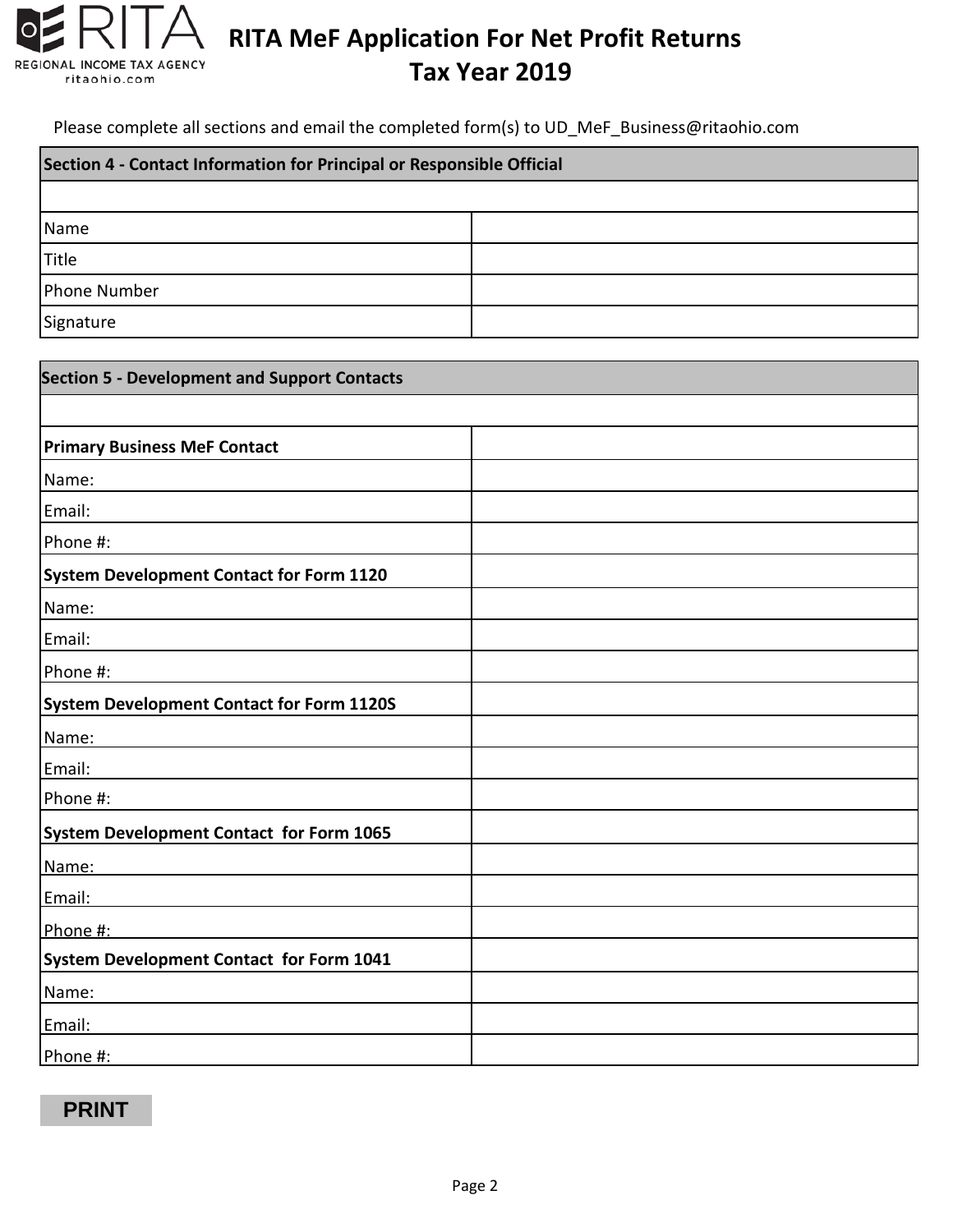# RITA MeF Application For Net Profit Returns
## Tax Year 2019

Please complete all sections and email the completed form(s) to UD_MeF_Business@ritaohio.com

| Section 4 - Contact Information for Principal or Responsible Official | |
|---|---|
| | |
| Name | |
| Title | |
| Phone Number | |
| Signature | |

| Section 5 - Development and Support Contacts | |
|---|---|
| | |
| **Primary Business MeF Contact** | |
| Name: | |
| Email: | |
| Phone #: | |
| **System Development Contact for Form 1120** | |
| Name: | |
| Email: | |
| Phone #: | |
| **System Development Contact for Form 1120S** | |
| Name: | |
| Email: | |
| Phone #: | |
| **System Development Contact for Form 1065** | |
| Name: | |
| Email: | |
| Phone #: | |
| **System Development Contact for Form 1041** | |
| Name: | |
| Email: | |
| Phone #: | |

PRINT